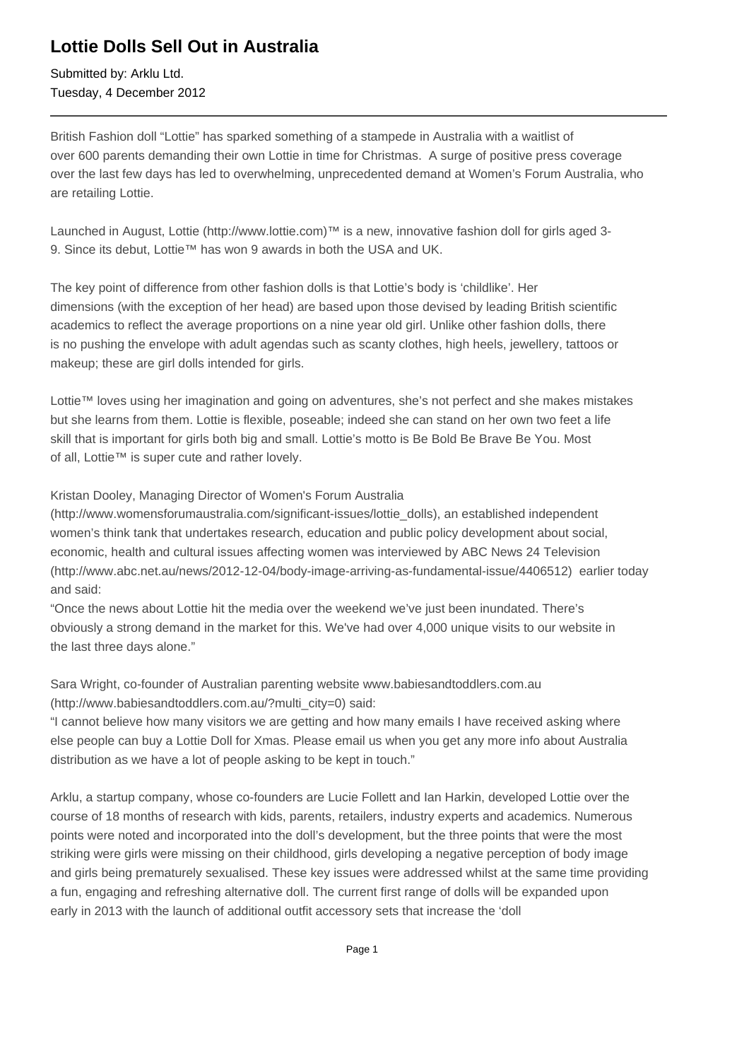# Lottie Dolls Sell Out in Australia

Submitted by: Arklu Ltd.
Tuesday, 4 December 2012

---

British Fashion doll "Lottie" has sparked something of a stampede in Australia with a waitlist of over 600 parents demanding their own Lottie in time for Christmas.  A surge of positive press coverage over the last few days has led to overwhelming, unprecedented demand at Women's Forum Australia, who are retailing Lottie.

Launched in August, Lottie (http://www.lottie.com)™ is a new, innovative fashion doll for girls aged 3-9. Since its debut, Lottie™ has won 9 awards in both the USA and UK.

The key point of difference from other fashion dolls is that Lottie's body is 'childlike'. Her dimensions (with the exception of her head) are based upon those devised by leading British scientific academics to reflect the average proportions on a nine year old girl. Unlike other fashion dolls, there is no pushing the envelope with adult agendas such as scanty clothes, high heels, jewellery, tattoos or makeup; these are girl dolls intended for girls.

Lottie™ loves using her imagination and going on adventures, she's not perfect and she makes mistakes but she learns from them. Lottie is flexible, poseable; indeed she can stand on her own two feet a life skill that is important for girls both big and small. Lottie's motto is Be Bold Be Brave Be You. Most of all, Lottie™ is super cute and rather lovely.

Kristan Dooley, Managing Director of Women's Forum Australia (http://www.womensforumaustralia.com/significant-issues/lottie_dolls), an established independent women's think tank that undertakes research, education and public policy development about social, economic, health and cultural issues affecting women was interviewed by ABC News 24 Television (http://www.abc.net.au/news/2012-12-04/body-image-arriving-as-fundamental-issue/4406512) earlier today and said:
"Once the news about Lottie hit the media over the weekend we've just been inundated. There's obviously a strong demand in the market for this. We've had over 4,000 unique visits to our website in the last three days alone."

Sara Wright, co-founder of Australian parenting website www.babiesandtoddlers.com.au (http://www.babiesandtoddlers.com.au/?multi_city=0) said:
"I cannot believe how many visitors we are getting and how many emails I have received asking where else people can buy a Lottie Doll for Xmas. Please email us when you get any more info about Australia distribution as we have a lot of people asking to be kept in touch."

Arklu, a startup company, whose co-founders are Lucie Follett and Ian Harkin, developed Lottie over the course of 18 months of research with kids, parents, retailers, industry experts and academics. Numerous points were noted and incorporated into the doll's development, but the three points that were the most striking were girls were missing on their childhood, girls developing a negative perception of body image and girls being prematurely sexualised. These key issues were addressed whilst at the same time providing a fun, engaging and refreshing alternative doll. The current first range of dolls will be expanded upon early in 2013 with the launch of additional outfit accessory sets that increase the 'doll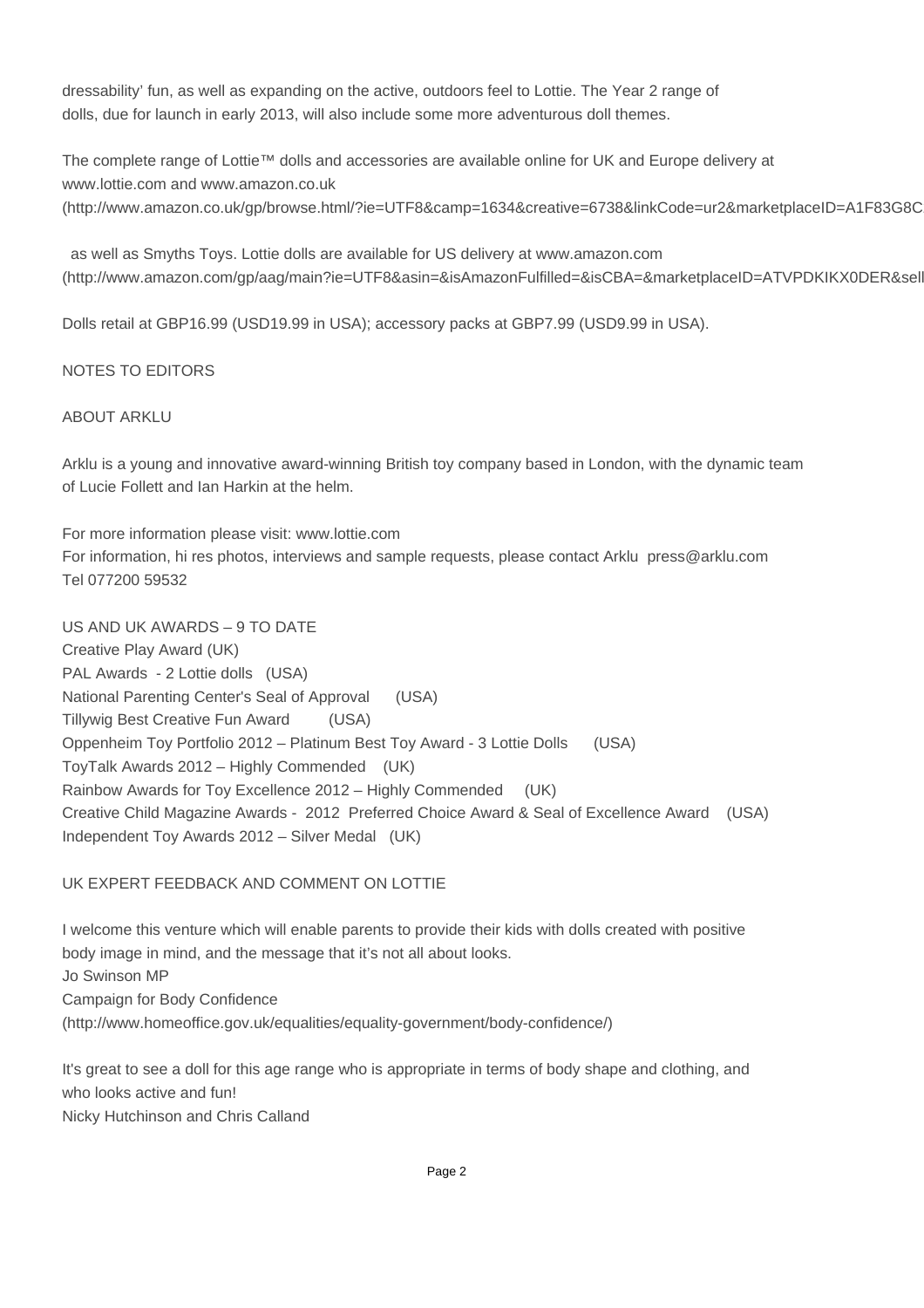dressability' fun, as well as expanding on the active, outdoors feel to Lottie. The Year 2 range of dolls, due for launch in early 2013, will also include some more adventurous doll themes.

The complete range of Lottie™ dolls and accessories are available online for UK and Europe delivery at www.lottie.com and www.amazon.co.uk (http://www.amazon.co.uk/gp/browse.html/?ie=UTF8&camp=1634&creative=6738&linkCode=ur2&marketplaceID=A1F83G8C

as well as Smyths Toys. Lottie dolls are available for US delivery at www.amazon.com (http://www.amazon.com/gp/aag/main?ie=UTF8&asin=&isAmazonFulfilled=&isCBA=&marketplaceID=ATVPDKIKX0DER&sell

Dolls retail at GBP16.99 (USD19.99 in USA); accessory packs at GBP7.99 (USD9.99 in USA).

NOTES TO EDITORS

ABOUT ARKLU

Arklu is a young and innovative award-winning British toy company based in London, with the dynamic team of Lucie Follett and Ian Harkin at the helm.

For more information please visit: www.lottie.com
For information, hi res photos, interviews and sample requests, please contact Arklu press@arklu.com
Tel 077200 59532

US AND UK AWARDS – 9 TO DATE
Creative Play Award (UK)
PAL Awards - 2 Lottie dolls (USA)
National Parenting Center's Seal of Approval (USA)
Tillywig Best Creative Fun Award (USA)
Oppenheim Toy Portfolio 2012 – Platinum Best Toy Award - 3 Lottie Dolls (USA)
ToyTalk Awards 2012 – Highly Commended (UK)
Rainbow Awards for Toy Excellence 2012 – Highly Commended (UK)
Creative Child Magazine Awards - 2012 Preferred Choice Award & Seal of Excellence Award (USA)
Independent Toy Awards 2012 – Silver Medal (UK)

UK EXPERT FEEDBACK AND COMMENT ON LOTTIE

I welcome this venture which will enable parents to provide their kids with dolls created with positive body image in mind, and the message that it's not all about looks.
Jo Swinson MP
Campaign for Body Confidence
(http://www.homeoffice.gov.uk/equalities/equality-government/body-confidence/)

It's great to see a doll for this age range who is appropriate in terms of body shape and clothing, and who looks active and fun!
Nicky Hutchinson and Chris Calland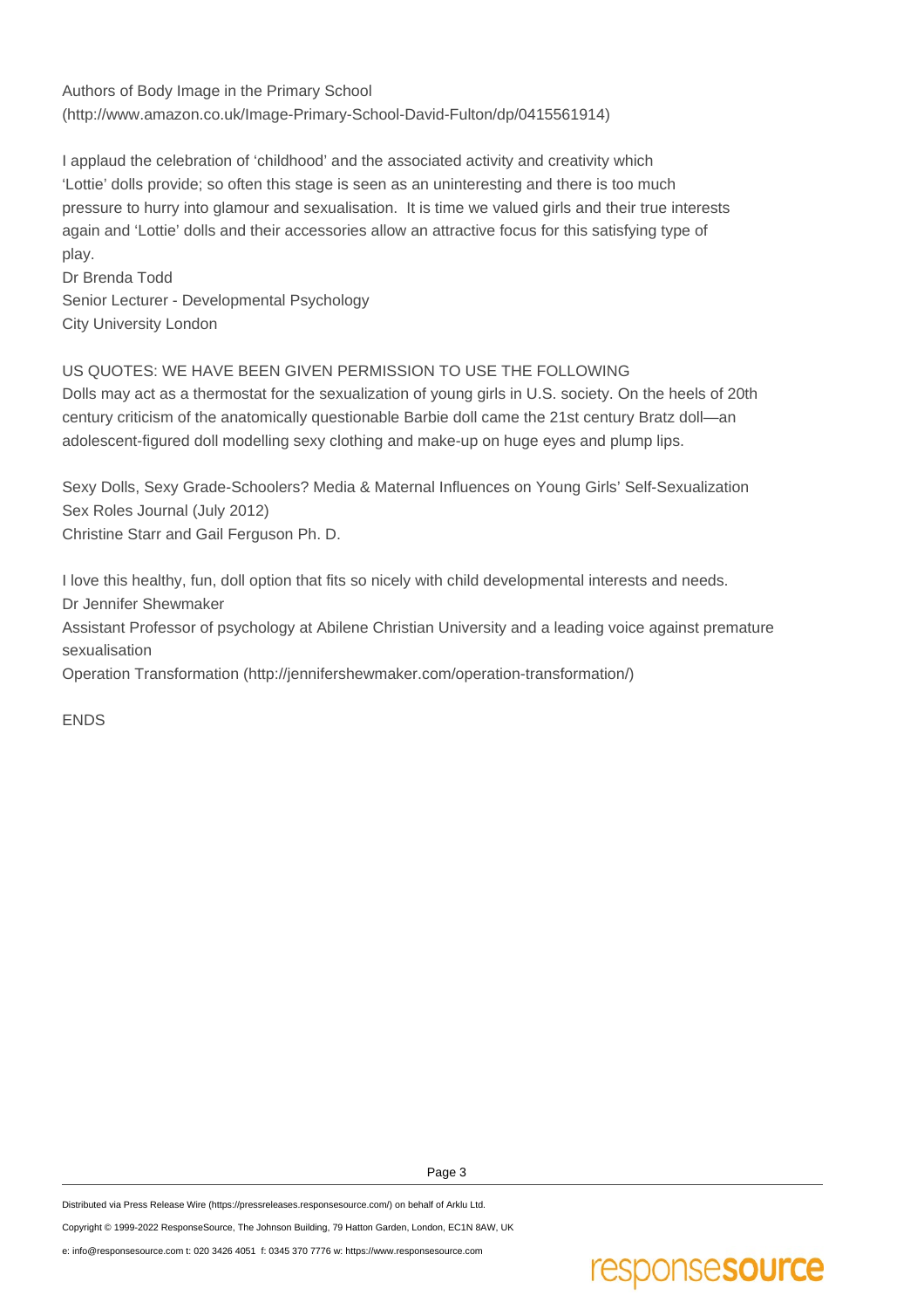Authors of Body Image in the Primary School
(http://www.amazon.co.uk/Image-Primary-School-David-Fulton/dp/0415561914)

I applaud the celebration of 'childhood' and the associated activity and creativity which 'Lottie' dolls provide; so often this stage is seen as an uninteresting and there is too much pressure to hurry into glamour and sexualisation. It is time we valued girls and their true interests again and 'Lottie' dolls and their accessories allow an attractive focus for this satisfying type of play.
Dr Brenda Todd
Senior Lecturer - Developmental Psychology
City University London

US QUOTES: WE HAVE BEEN GIVEN PERMISSION TO USE THE FOLLOWING
Dolls may act as a thermostat for the sexualization of young girls in U.S. society. On the heels of 20th century criticism of the anatomically questionable Barbie doll came the 21st century Bratz doll—an adolescent-figured doll modelling sexy clothing and make-up on huge eyes and plump lips.

Sexy Dolls, Sexy Grade-Schoolers? Media & Maternal Influences on Young Girls' Self-Sexualization
Sex Roles Journal (July 2012)
Christine Starr and Gail Ferguson Ph. D.

I love this healthy, fun, doll option that fits so nicely with child developmental interests and needs.
Dr Jennifer Shewmaker
Assistant Professor of psychology at Abilene Christian University and a leading voice against premature sexualisation
Operation Transformation (http://jennifershewmaker.com/operation-transformation/)

ENDS

Distributed via Press Release Wire (https://pressreleases.responsesource.com/) on behalf of Arklu Ltd.

Copyright © 1999-2022 ResponseSource, The Johnson Building, 79 Hatton Garden, London, EC1N 8AW, UK

e: info@responsesource.com t: 020 3426 4051 f: 0345 370 7776 w: https://www.responsesource.com